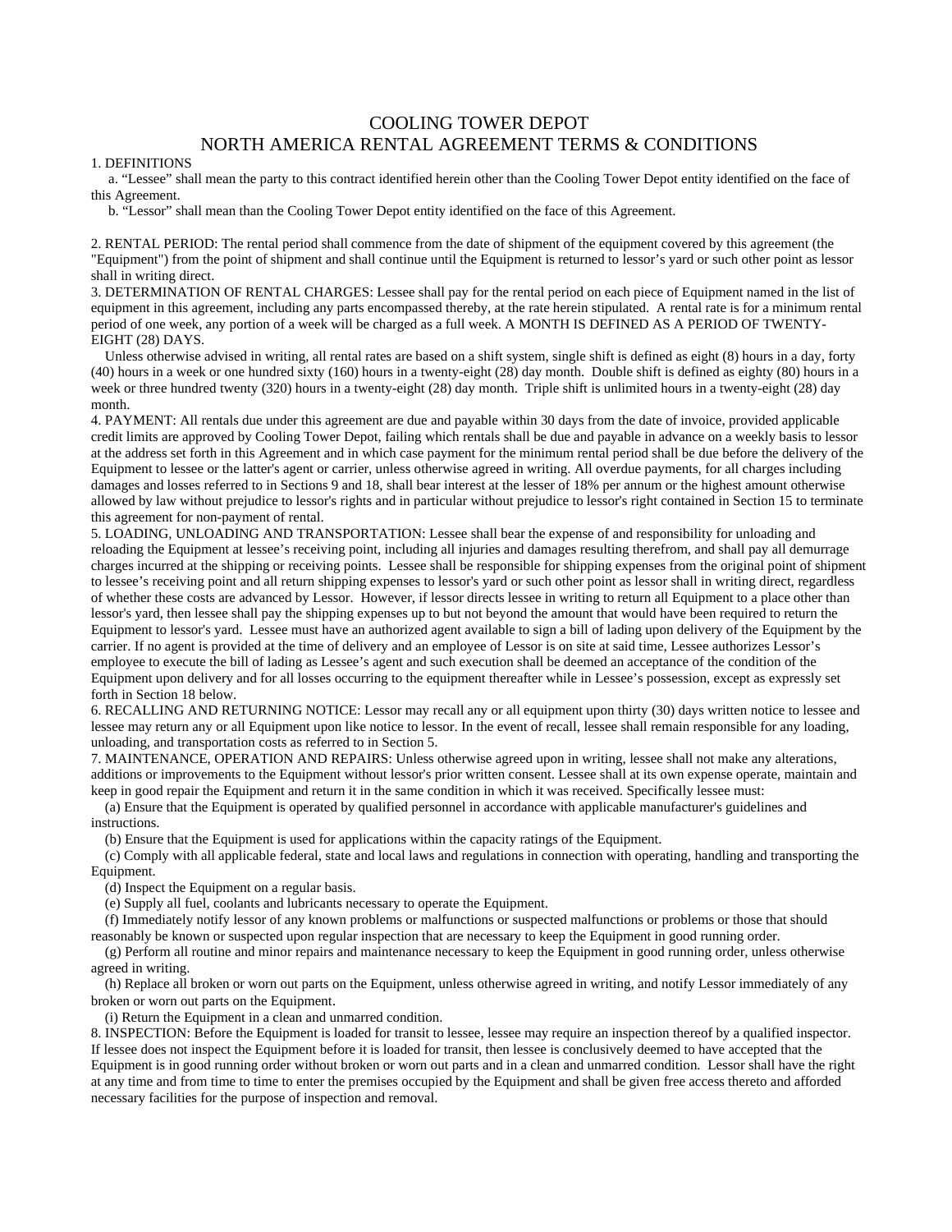# COOLING TOWER DEPOT
## NORTH AMERICA RENTAL AGREEMENT TERMS & CONDITIONS

1. DEFINITIONS

a. "Lessee" shall mean the party to this contract identified herein other than the Cooling Tower Depot entity identified on the face of this Agreement.

b. "Lessor" shall mean than the Cooling Tower Depot entity identified on the face of this Agreement.

2. RENTAL PERIOD: The rental period shall commence from the date of shipment of the equipment covered by this agreement (the "Equipment") from the point of shipment and shall continue until the Equipment is returned to lessor's yard or such other point as lessor shall in writing direct.

3. DETERMINATION OF RENTAL CHARGES: Lessee shall pay for the rental period on each piece of Equipment named in the list of equipment in this agreement, including any parts encompassed thereby, at the rate herein stipulated. A rental rate is for a minimum rental period of one week, any portion of a week will be charged as a full week. A MONTH IS DEFINED AS A PERIOD OF TWENTY-EIGHT (28) DAYS.

Unless otherwise advised in writing, all rental rates are based on a shift system, single shift is defined as eight (8) hours in a day, forty (40) hours in a week or one hundred sixty (160) hours in a twenty-eight (28) day month. Double shift is defined as eighty (80) hours in a week or three hundred twenty (320) hours in a twenty-eight (28) day month. Triple shift is unlimited hours in a twenty-eight (28) day month.

4. PAYMENT: All rentals due under this agreement are due and payable within 30 days from the date of invoice, provided applicable credit limits are approved by Cooling Tower Depot, failing which rentals shall be due and payable in advance on a weekly basis to lessor at the address set forth in this Agreement and in which case payment for the minimum rental period shall be due before the delivery of the Equipment to lessee or the latter's agent or carrier, unless otherwise agreed in writing. All overdue payments, for all charges including damages and losses referred to in Sections 9 and 18, shall bear interest at the lesser of 18% per annum or the highest amount otherwise allowed by law without prejudice to lessor's rights and in particular without prejudice to lessor's right contained in Section 15 to terminate this agreement for non-payment of rental.

5. LOADING, UNLOADING AND TRANSPORTATION: Lessee shall bear the expense of and responsibility for unloading and reloading the Equipment at lessee's receiving point, including all injuries and damages resulting therefrom, and shall pay all demurrage charges incurred at the shipping or receiving points. Lessee shall be responsible for shipping expenses from the original point of shipment to lessee's receiving point and all return shipping expenses to lessor's yard or such other point as lessor shall in writing direct, regardless of whether these costs are advanced by Lessor. However, if lessor directs lessee in writing to return all Equipment to a place other than lessor's yard, then lessee shall pay the shipping expenses up to but not beyond the amount that would have been required to return the Equipment to lessor's yard. Lessee must have an authorized agent available to sign a bill of lading upon delivery of the Equipment by the carrier. If no agent is provided at the time of delivery and an employee of Lessor is on site at said time, Lessee authorizes Lessor's employee to execute the bill of lading as Lessee's agent and such execution shall be deemed an acceptance of the condition of the Equipment upon delivery and for all losses occurring to the equipment thereafter while in Lessee's possession, except as expressly set forth in Section 18 below.

6. RECALLING AND RETURNING NOTICE: Lessor may recall any or all equipment upon thirty (30) days written notice to lessee and lessee may return any or all Equipment upon like notice to lessor. In the event of recall, lessee shall remain responsible for any loading, unloading, and transportation costs as referred to in Section 5.

7. MAINTENANCE, OPERATION AND REPAIRS: Unless otherwise agreed upon in writing, lessee shall not make any alterations, additions or improvements to the Equipment without lessor's prior written consent. Lessee shall at its own expense operate, maintain and keep in good repair the Equipment and return it in the same condition in which it was received. Specifically lessee must:

(a) Ensure that the Equipment is operated by qualified personnel in accordance with applicable manufacturer's guidelines and instructions.

(b) Ensure that the Equipment is used for applications within the capacity ratings of the Equipment.

(c) Comply with all applicable federal, state and local laws and regulations in connection with operating, handling and transporting the Equipment.

(d) Inspect the Equipment on a regular basis.

(e) Supply all fuel, coolants and lubricants necessary to operate the Equipment.

(f) Immediately notify lessor of any known problems or malfunctions or suspected malfunctions or problems or those that should reasonably be known or suspected upon regular inspection that are necessary to keep the Equipment in good running order.

(g) Perform all routine and minor repairs and maintenance necessary to keep the Equipment in good running order, unless otherwise agreed in writing.

(h) Replace all broken or worn out parts on the Equipment, unless otherwise agreed in writing, and notify Lessor immediately of any broken or worn out parts on the Equipment.

(i) Return the Equipment in a clean and unmarred condition.

8. INSPECTION: Before the Equipment is loaded for transit to lessee, lessee may require an inspection thereof by a qualified inspector. If lessee does not inspect the Equipment before it is loaded for transit, then lessee is conclusively deemed to have accepted that the Equipment is in good running order without broken or worn out parts and in a clean and unmarred condition. Lessor shall have the right at any time and from time to time to enter the premises occupied by the Equipment and shall be given free access thereto and afforded necessary facilities for the purpose of inspection and removal.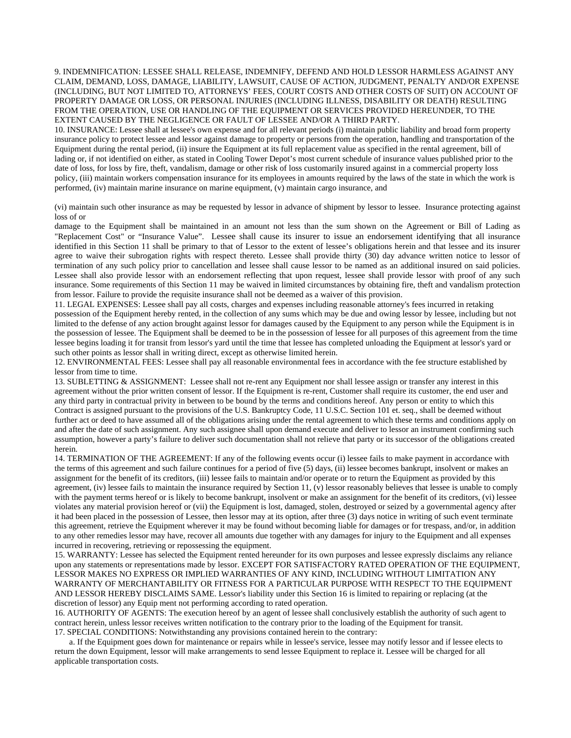9. INDEMNIFICATION: LESSEE SHALL RELEASE, INDEMNIFY, DEFEND AND HOLD LESSOR HARMLESS AGAINST ANY CLAIM, DEMAND, LOSS, DAMAGE, LIABILITY, LAWSUIT, CAUSE OF ACTION, JUDGMENT, PENALTY AND/OR EXPENSE (INCLUDING, BUT NOT LIMITED TO, ATTORNEYS' FEES, COURT COSTS AND OTHER COSTS OF SUIT) ON ACCOUNT OF PROPERTY DAMAGE OR LOSS, OR PERSONAL INJURIES (INCLUDING ILLNESS, DISABILITY OR DEATH) RESULTING FROM THE OPERATION, USE OR HANDLING OF THE EQUIPMENT OR SERVICES PROVIDED HEREUNDER, TO THE EXTENT CAUSED BY THE NEGLIGENCE OR FAULT OF LESSEE AND/OR A THIRD PARTY.

10. INSURANCE: Lessee shall at lessee's own expense and for all relevant periods (i) maintain public liability and broad form property insurance policy to protect lessee and lessor against damage to property or persons from the operation, handling and transportation of the Equipment during the rental period, (ii) insure the Equipment at its full replacement value as specified in the rental agreement, bill of lading or, if not identified on either, as stated in Cooling Tower Depot's most current schedule of insurance values published prior to the date of loss, for loss by fire, theft, vandalism, damage or other risk of loss customarily insured against in a commercial property loss policy, (iii) maintain workers compensation insurance for its employees in amounts required by the laws of the state in which the work is performed, (iv) maintain marine insurance on marine equipment, (v) maintain cargo insurance, and

(vi) maintain such other insurance as may be requested by lessor in advance of shipment by lessor to lessee. Insurance protecting against loss of or

damage to the Equipment shall be maintained in an amount not less than the sum shown on the Agreement or Bill of Lading as "Replacement Cost" or "Insurance Value". Lessee shall cause its insurer to issue an endorsement identifying that all insurance identified in this Section 11 shall be primary to that of Lessor to the extent of lessee's obligations herein and that lessee and its insurer agree to waive their subrogation rights with respect thereto. Lessee shall provide thirty (30) day advance written notice to lessor of termination of any such policy prior to cancellation and lessee shall cause lessor to be named as an additional insured on said policies. Lessee shall also provide lessor with an endorsement reflecting that upon request, lessee shall provide lessor with proof of any such insurance. Some requirements of this Section 11 may be waived in limited circumstances by obtaining fire, theft and vandalism protection from lessor. Failure to provide the requisite insurance shall not be deemed as a waiver of this provision.

11. LEGAL EXPENSES: Lessee shall pay all costs, charges and expenses including reasonable attorney's fees incurred in retaking possession of the Equipment hereby rented, in the collection of any sums which may be due and owing lessor by lessee, including but not limited to the defense of any action brought against lessor for damages caused by the Equipment to any person while the Equipment is in the possession of lessee. The Equipment shall be deemed to be in the possession of lessee for all purposes of this agreement from the time lessee begins loading it for transit from lessor's yard until the time that lessee has completed unloading the Equipment at lessor's yard or such other points as lessor shall in writing direct, except as otherwise limited herein.

12. ENVIRONMENTAL FEES: Lessee shall pay all reasonable environmental fees in accordance with the fee structure established by lessor from time to time.

13. SUBLETTING & ASSIGNMENT: Lessee shall not re-rent any Equipment nor shall lessee assign or transfer any interest in this agreement without the prior written consent of lessor. If the Equipment is re-rent, Customer shall require its customer, the end user and any third party in contractual privity in between to be bound by the terms and conditions hereof. Any person or entity to which this Contract is assigned pursuant to the provisions of the U.S. Bankruptcy Code, 11 U.S.C. Section 101 et. seq., shall be deemed without further act or deed to have assumed all of the obligations arising under the rental agreement to which these terms and conditions apply on and after the date of such assignment. Any such assignee shall upon demand execute and deliver to lessor an instrument confirming such assumption, however a party's failure to deliver such documentation shall not relieve that party or its successor of the obligations created herein.

14. TERMINATION OF THE AGREEMENT: If any of the following events occur (i) lessee fails to make payment in accordance with the terms of this agreement and such failure continues for a period of five (5) days, (ii) lessee becomes bankrupt, insolvent or makes an assignment for the benefit of its creditors, (iii) lessee fails to maintain and/or operate or to return the Equipment as provided by this agreement, (iv) lessee fails to maintain the insurance required by Section 11, (v) lessor reasonably believes that lessee is unable to comply with the payment terms hereof or is likely to become bankrupt, insolvent or make an assignment for the benefit of its creditors, (vi) lessee violates any material provision hereof or (vii) the Equipment is lost, damaged, stolen, destroyed or seized by a governmental agency after it had been placed in the possession of Lessee, then lessor may at its option, after three (3) days notice in writing of such event terminate this agreement, retrieve the Equipment wherever it may be found without becoming liable for damages or for trespass, and/or, in addition to any other remedies lessor may have, recover all amounts due together with any damages for injury to the Equipment and all expenses incurred in recovering, retrieving or repossessing the equipment.

15. WARRANTY: Lessee has selected the Equipment rented hereunder for its own purposes and lessee expressly disclaims any reliance upon any statements or representations made by lessor. EXCEPT FOR SATISFACTORY RATED OPERATION OF THE EQUIPMENT, LESSOR MAKES NO EXPRESS OR IMPLIED WARRANTIES OF ANY KIND, INCLUDING WITHOUT LIMITATION ANY WARRANTY OF MERCHANTABILITY OR FITNESS FOR A PARTICULAR PURPOSE WITH RESPECT TO THE EQUIPMENT AND LESSOR HEREBY DISCLAIMS SAME. Lessor's liability under this Section 16 is limited to repairing or replacing (at the discretion of lessor) any Equip ment not performing according to rated operation.

16. AUTHORITY OF AGENTS: The execution hereof by an agent of lessee shall conclusively establish the authority of such agent to contract herein, unless lessor receives written notification to the contrary prior to the loading of the Equipment for transit.

17. SPECIAL CONDITIONS: Notwithstanding any provisions contained herein to the contrary:

a. If the Equipment goes down for maintenance or repairs while in lessee's service, lessee may notify lessor and if lessee elects to return the down Equipment, lessor will make arrangements to send lessee Equipment to replace it. Lessee will be charged for all applicable transportation costs.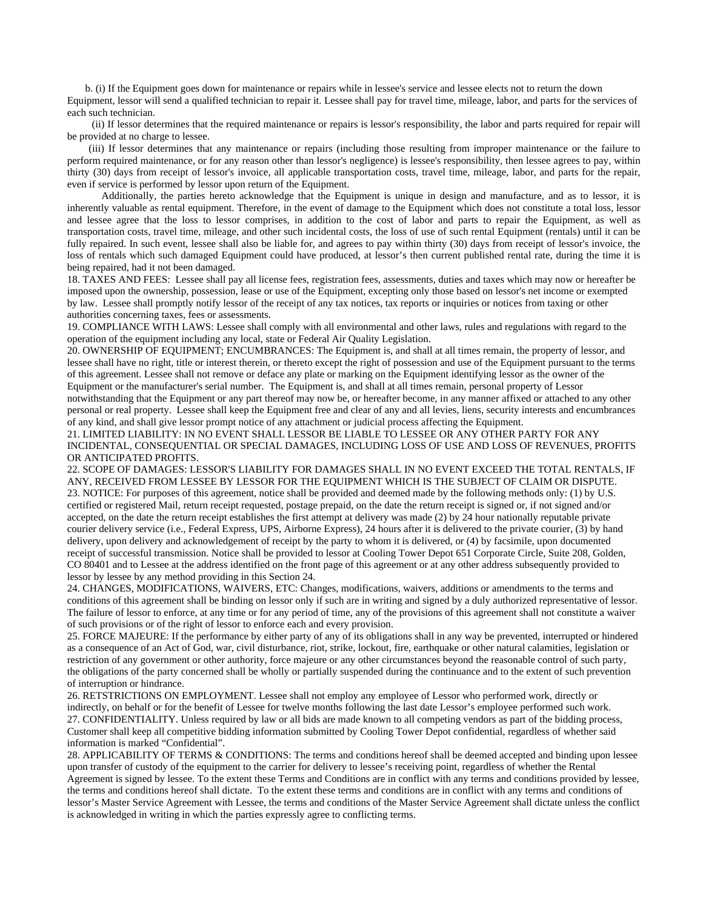b. (i) If the Equipment goes down for maintenance or repairs while in lessee's service and lessee elects not to return the down Equipment, lessor will send a qualified technician to repair it. Lessee shall pay for travel time, mileage, labor, and parts for the services of each such technician.

(ii) If lessor determines that the required maintenance or repairs is lessor's responsibility, the labor and parts required for repair will be provided at no charge to lessee.

(iii) If lessor determines that any maintenance or repairs (including those resulting from improper maintenance or the failure to perform required maintenance, or for any reason other than lessor's negligence) is lessee's responsibility, then lessee agrees to pay, within thirty (30) days from receipt of lessor's invoice, all applicable transportation costs, travel time, mileage, labor, and parts for the repair, even if service is performed by lessor upon return of the Equipment.

Additionally, the parties hereto acknowledge that the Equipment is unique in design and manufacture, and as to lessor, it is inherently valuable as rental equipment. Therefore, in the event of damage to the Equipment which does not constitute a total loss, lessor and lessee agree that the loss to lessor comprises, in addition to the cost of labor and parts to repair the Equipment, as well as transportation costs, travel time, mileage, and other such incidental costs, the loss of use of such rental Equipment (rentals) until it can be fully repaired. In such event, lessee shall also be liable for, and agrees to pay within thirty (30) days from receipt of lessor's invoice, the loss of rentals which such damaged Equipment could have produced, at lessor's then current published rental rate, during the time it is being repaired, had it not been damaged.

18. TAXES AND FEES: Lessee shall pay all license fees, registration fees, assessments, duties and taxes which may now or hereafter be imposed upon the ownership, possession, lease or use of the Equipment, excepting only those based on lessor's net income or exempted by law. Lessee shall promptly notify lessor of the receipt of any tax notices, tax reports or inquiries or notices from taxing or other authorities concerning taxes, fees or assessments.

19. COMPLIANCE WITH LAWS: Lessee shall comply with all environmental and other laws, rules and regulations with regard to the operation of the equipment including any local, state or Federal Air Quality Legislation.

20. OWNERSHIP OF EQUIPMENT; ENCUMBRANCES: The Equipment is, and shall at all times remain, the property of lessor, and lessee shall have no right, title or interest therein, or thereto except the right of possession and use of the Equipment pursuant to the terms of this agreement. Lessee shall not remove or deface any plate or marking on the Equipment identifying lessor as the owner of the Equipment or the manufacturer's serial number. The Equipment is, and shall at all times remain, personal property of Lessor notwithstanding that the Equipment or any part thereof may now be, or hereafter become, in any manner affixed or attached to any other personal or real property. Lessee shall keep the Equipment free and clear of any and all levies, liens, security interests and encumbrances of any kind, and shall give lessor prompt notice of any attachment or judicial process affecting the Equipment.

21. LIMITED LIABILITY: IN NO EVENT SHALL LESSOR BE LIABLE TO LESSEE OR ANY OTHER PARTY FOR ANY INCIDENTAL, CONSEQUENTIAL OR SPECIAL DAMAGES, INCLUDING LOSS OF USE AND LOSS OF REVENUES, PROFITS OR ANTICIPATED PROFITS.

22. SCOPE OF DAMAGES: LESSOR'S LIABILITY FOR DAMAGES SHALL IN NO EVENT EXCEED THE TOTAL RENTALS, IF ANY, RECEIVED FROM LESSEE BY LESSOR FOR THE EQUIPMENT WHICH IS THE SUBJECT OF CLAIM OR DISPUTE.

23. NOTICE: For purposes of this agreement, notice shall be provided and deemed made by the following methods only: (1) by U.S. certified or registered Mail, return receipt requested, postage prepaid, on the date the return receipt is signed or, if not signed and/or accepted, on the date the return receipt establishes the first attempt at delivery was made (2) by 24 hour nationally reputable private courier delivery service (i.e., Federal Express, UPS, Airborne Express), 24 hours after it is delivered to the private courier, (3) by hand delivery, upon delivery and acknowledgement of receipt by the party to whom it is delivered, or (4) by facsimile, upon documented receipt of successful transmission. Notice shall be provided to lessor at Cooling Tower Depot 651 Corporate Circle, Suite 208, Golden, CO 80401 and to Lessee at the address identified on the front page of this agreement or at any other address subsequently provided to lessor by lessee by any method providing in this Section 24.

24. CHANGES, MODIFICATIONS, WAIVERS, ETC: Changes, modifications, waivers, additions or amendments to the terms and conditions of this agreement shall be binding on lessor only if such are in writing and signed by a duly authorized representative of lessor. The failure of lessor to enforce, at any time or for any period of time, any of the provisions of this agreement shall not constitute a waiver of such provisions or of the right of lessor to enforce each and every provision.

25. FORCE MAJEURE: If the performance by either party of any of its obligations shall in any way be prevented, interrupted or hindered as a consequence of an Act of God, war, civil disturbance, riot, strike, lockout, fire, earthquake or other natural calamities, legislation or restriction of any government or other authority, force majeure or any other circumstances beyond the reasonable control of such party, the obligations of the party concerned shall be wholly or partially suspended during the continuance and to the extent of such prevention of interruption or hindrance.

26. RETSTRICTIONS ON EMPLOYMENT. Lessee shall not employ any employee of Lessor who performed work, directly or indirectly, on behalf or for the benefit of Lessee for twelve months following the last date Lessor's employee performed such work.

27. CONFIDENTIALITY. Unless required by law or all bids are made known to all competing vendors as part of the bidding process, Customer shall keep all competitive bidding information submitted by Cooling Tower Depot confidential, regardless of whether said information is marked "Confidential".

28. APPLICABILITY OF TERMS & CONDITIONS: The terms and conditions hereof shall be deemed accepted and binding upon lessee upon transfer of custody of the equipment to the carrier for delivery to lessee's receiving point, regardless of whether the Rental Agreement is signed by lessee. To the extent these Terms and Conditions are in conflict with any terms and conditions provided by lessee, the terms and conditions hereof shall dictate. To the extent these terms and conditions are in conflict with any terms and conditions of lessor's Master Service Agreement with Lessee, the terms and conditions of the Master Service Agreement shall dictate unless the conflict is acknowledged in writing in which the parties expressly agree to conflicting terms.